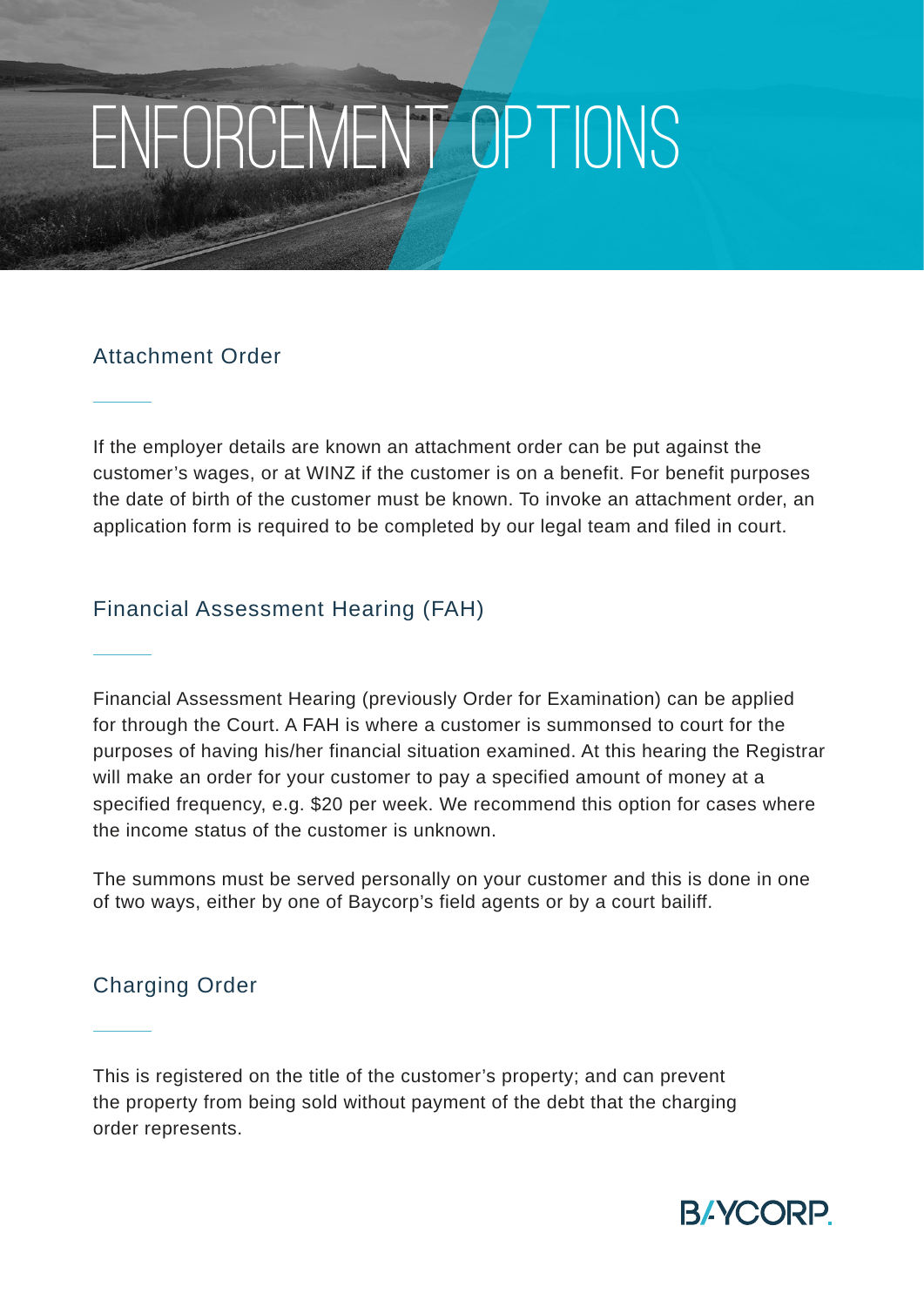# ENFORCEMENT OPTIONS

## Attachment Order

If the employer details are known an attachment order can be put against the customer's wages, or at WINZ if the customer is on a benefit. For benefit purposes the date of birth of the customer must be known. To invoke an attachment order, an application form is required to be completed by our legal team and filed in court.

## Financial Assessment Hearing (FAH)

Financial Assessment Hearing (previously Order for Examination) can be applied for through the Court. A FAH is where a customer is summonsed to court for the purposes of having his/her financial situation examined. At this hearing the Registrar will make an order for your customer to pay a specified amount of money at a specified frequency, e.g. $20 per week. We recommend this option for cases where the income status of the customer is unknown.

The summons must be served personally on your customer and this is done in one of two ways, either by one of Baycorp's field agents or by a court bailiff.

## Charging Order

This is registered on the title of the customer's property; and can prevent the property from being sold without payment of the debt that the charging order represents.

BAYCORP.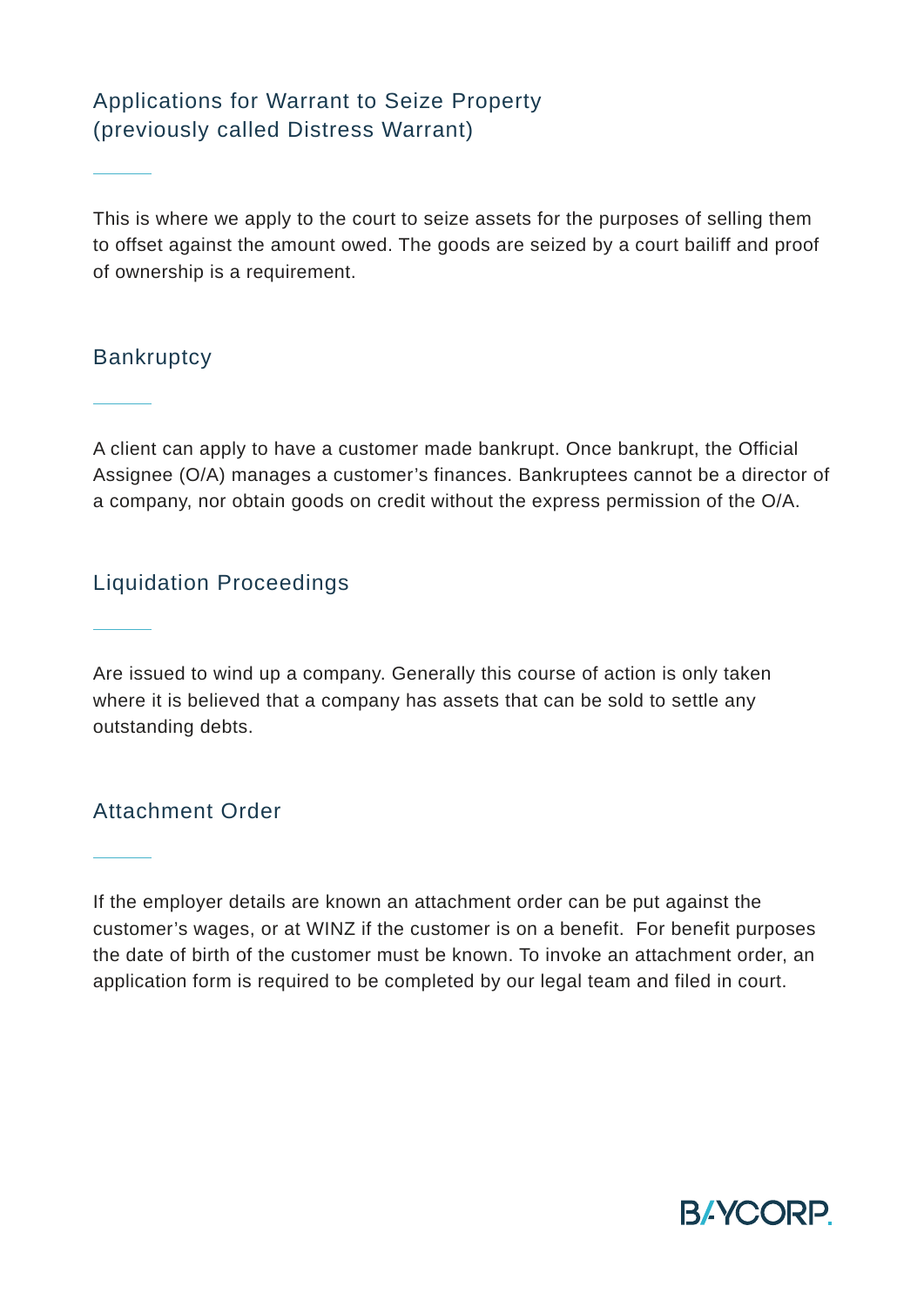## Applications for Warrant to Seize Property (previously called Distress Warrant)

This is where we apply to the court to seize assets for the purposes of selling them to offset against the amount owed. The goods are seized by a court bailiff and proof of ownership is a requirement.

## Bankruptcy

A client can apply to have a customer made bankrupt. Once bankrupt, the Official Assignee (O/A) manages a customer's finances. Bankruptees cannot be a director of a company, nor obtain goods on credit without the express permission of the O/A.

## Liquidation Proceedings

Are issued to wind up a company. Generally this course of action is only taken where it is believed that a company has assets that can be sold to settle any outstanding debts.

## Attachment Order

If the employer details are known an attachment order can be put against the customer's wages, or at WINZ if the customer is on a benefit. For benefit purposes the date of birth of the customer must be known. To invoke an attachment order, an application form is required to be completed by our legal team and filed in court.